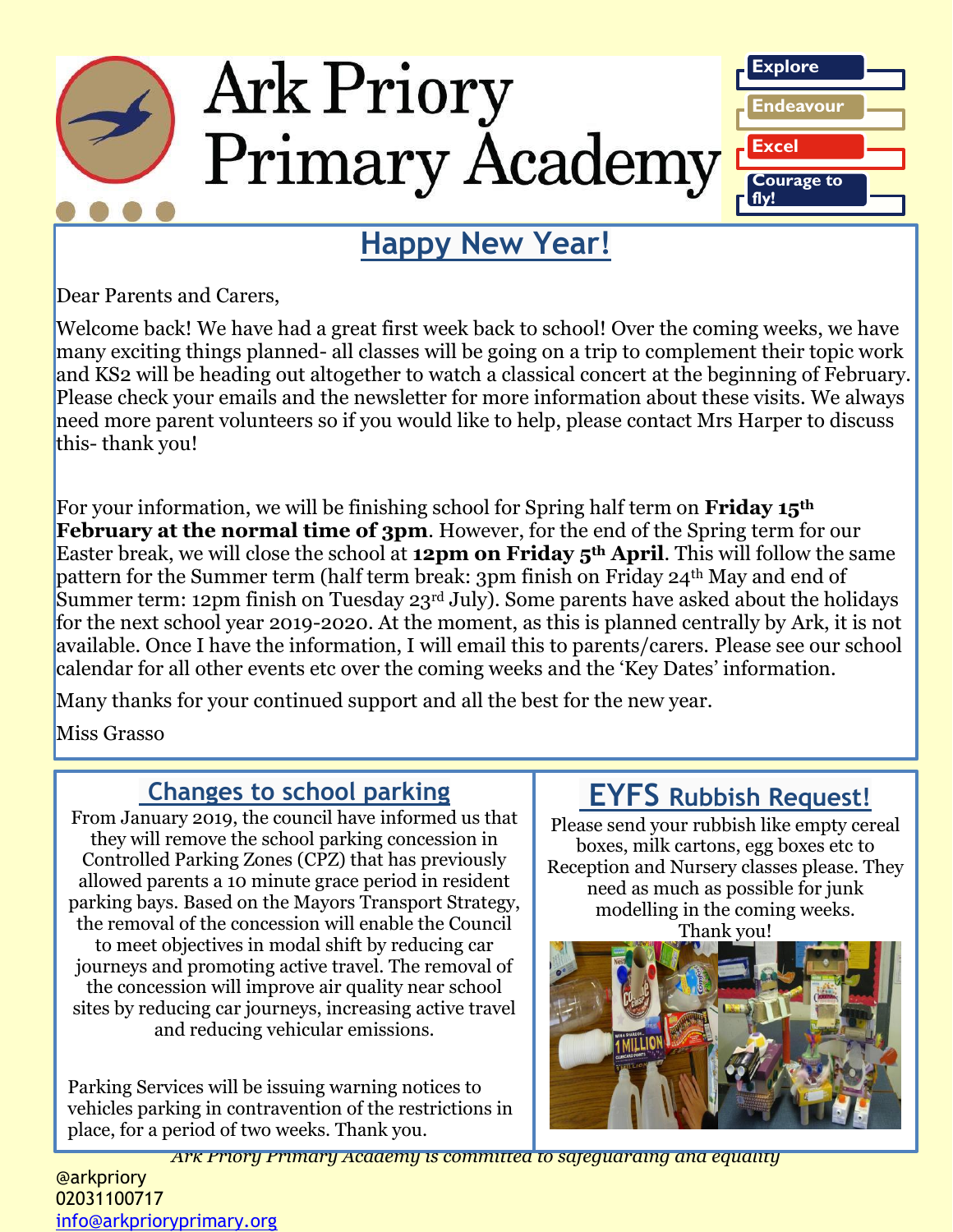# Ark Priory Primary Academy

Explore

Endeavour

Excel

Courage to fly!

## Happy New Year!

Dear Parents and Carers,

Welcome back! We have had a great first week back to school! Over the coming weeks, we have many exciting things planned- all classes will be going on a trip to complement their topic work and KS2 will be heading out altogether to watch a classical concert at the beginning of February. Please check your emails and the newsletter for more information about these visits. We always need more parent volunteers so if you would like to help, please contact Mrs Harper to discuss this- thank you!

For your information, we will be finishing school for Spring half term on **Friday 15th February at the normal time of 3pm**. However, for the end of the Spring term for our Easter break, we will close the school at **12pm on Friday 5th April**. This will follow the same pattern for the Summer term (half term break: 3pm finish on Friday 24th May and end of Summer term: 12pm finish on Tuesday 23rd July). Some parents have asked about the holidays for the next school year 2019-2020. At the moment, as this is planned centrally by Ark, it is not available. Once I have the information, I will email this to parents/carers. Please see our school calendar for all other events etc over the coming weeks and the 'Key Dates' information.

Many thanks for your continued support and all the best for the new year.

Miss Grasso

## Changes to school parking

From January 2019, the council have informed us that they will remove the school parking concession in Controlled Parking Zones (CPZ) that has previously allowed parents a 10 minute grace period in resident parking bays. Based on the Mayors Transport Strategy, the removal of the concession will enable the Council to meet objectives in modal shift by reducing car journeys and promoting active travel. The removal of the concession will improve air quality near school sites by reducing car journeys, increasing active travel and reducing vehicular emissions.

Parking Services will be issuing warning notices to vehicles parking in contravention of the restrictions in place, for a period of two weeks. Thank you.

## EYFS Rubbish Request!

Please send your rubbish like empty cereal boxes, milk cartons, egg boxes etc to Reception and Nursery classes please. They need as much as possible for junk modelling in the coming weeks.
Thank you!

*Ark Priory Primary Academy is committed to safeguarding and equality*

@arkpriory
02031100717
info@arkprioryprimary.org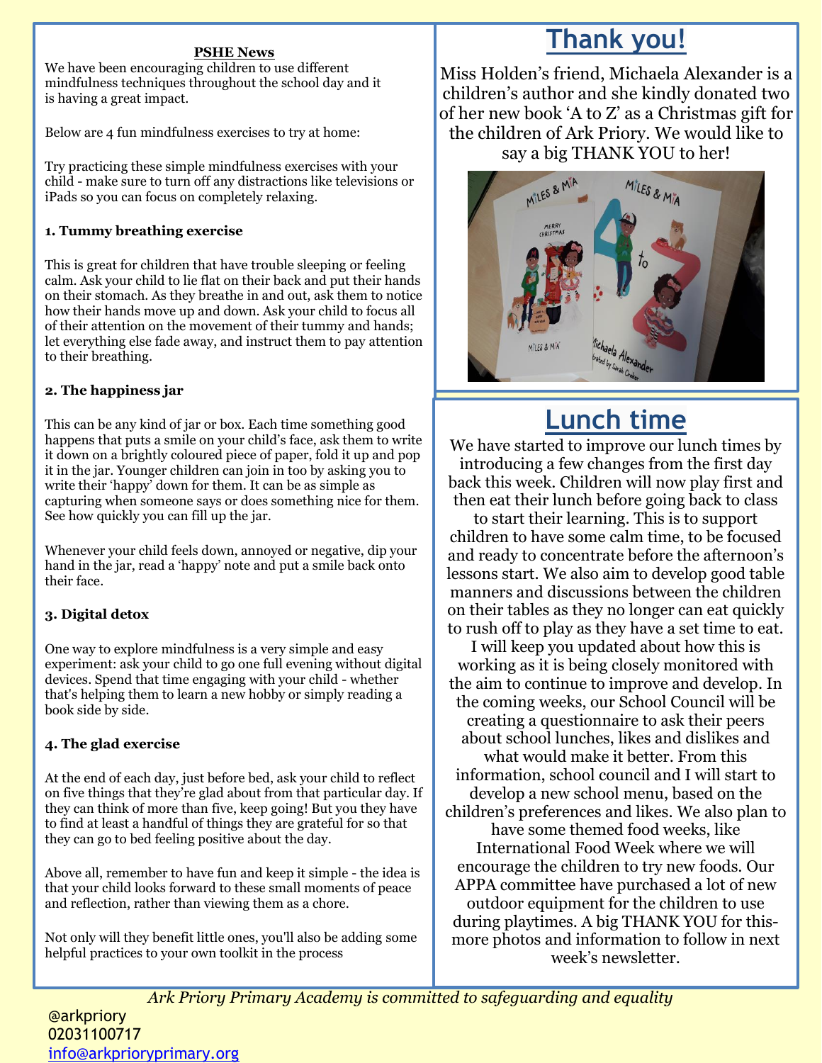## PSHE News

We have been encouraging children to use different mindfulness techniques throughout the school day and it is having a great impact.

Below are 4 fun mindfulness exercises to try at home:

Try practicing these simple mindfulness exercises with your child - make sure to turn off any distractions like televisions or iPads so you can focus on completely relaxing.

**1. Tummy breathing exercise**

This is great for children that have trouble sleeping or feeling calm. Ask your child to lie flat on their back and put their hands on their stomach. As they breathe in and out, ask them to notice how their hands move up and down. Ask your child to focus all of their attention on the movement of their tummy and hands; let everything else fade away, and instruct them to pay attention to their breathing.

**2. The happiness jar**

This can be any kind of jar or box. Each time something good happens that puts a smile on your child's face, ask them to write it down on a brightly coloured piece of paper, fold it up and pop it in the jar. Younger children can join in too by asking you to write their 'happy' down for them. It can be as simple as capturing when someone says or does something nice for them. See how quickly you can fill up the jar.

Whenever your child feels down, annoyed or negative, dip your hand in the jar, read a 'happy' note and put a smile back onto their face.

**3. Digital detox**

One way to explore mindfulness is a very simple and easy experiment: ask your child to go one full evening without digital devices. Spend that time engaging with your child - whether that's helping them to learn a new hobby or simply reading a book side by side.

**4. The glad exercise**

At the end of each day, just before bed, ask your child to reflect on five things that they're glad about from that particular day. If they can think of more than five, keep going! But you they have to find at least a handful of things they are grateful for so that they can go to bed feeling positive about the day.

Above all, remember to have fun and keep it simple - the idea is that your child looks forward to these small moments of peace and reflection, rather than viewing them as a chore.

Not only will they benefit little ones, you'll also be adding some helpful practices to your own toolkit in the process

# Thank you!

Miss Holden's friend, Michaela Alexander is a children's author and she kindly donated two of her new book 'A to Z' as a Christmas gift for the children of Ark Priory. We would like to say a big THANK YOU to her!

# Lunch time

We have started to improve our lunch times by introducing a few changes from the first day back this week. Children will now play first and then eat their lunch before going back to class to start their learning. This is to support children to have some calm time, to be focused and ready to concentrate before the afternoon's lessons start. We also aim to develop good table manners and discussions between the children on their tables as they no longer can eat quickly to rush off to play as they have a set time to eat. I will keep you updated about how this is working as it is being closely monitored with the aim to continue to improve and develop. In the coming weeks, our School Council will be creating a questionnaire to ask their peers about school lunches, likes and dislikes and what would make it better. From this information, school council and I will start to develop a new school menu, based on the children's preferences and likes. We also plan to have some themed food weeks, like International Food Week where we will encourage the children to try new foods. Our APPA committee have purchased a lot of new outdoor equipment for the children to use during playtimes. A big THANK YOU for this- more photos and information to follow in next week's newsletter.

*Ark Priory Primary Academy is committed to safeguarding and equality*

@arkpriory
02031100717
info@arkprioryprimary.org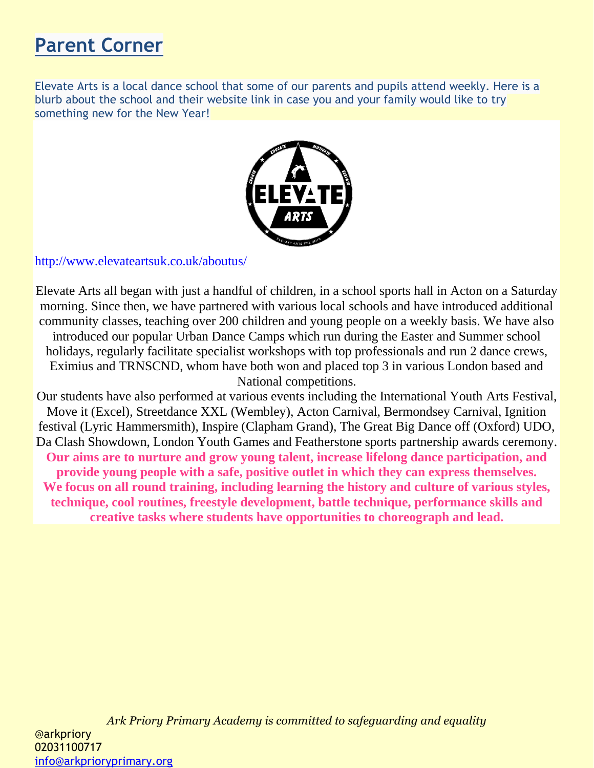## Parent Corner

Elevate Arts is a local dance school that some of our parents and pupils attend weekly. Here is a blurb about the school and their website link in case you and your family would like to try something new for the New Year!

http://www.elevateartsuk.co.uk/aboutus/

Elevate Arts all began with just a handful of children, in a school sports hall in Acton on a Saturday morning. Since then, we have partnered with various local schools and have introduced additional community classes, teaching over 200 children and young people on a weekly basis. We have also introduced our popular Urban Dance Camps which run during the Easter and Summer school holidays, regularly facilitate specialist workshops with top professionals and run 2 dance crews, Eximius and TRNSCND, whom have both won and placed top 3 in various London based and National competitions.

Our students have also performed at various events including the International Youth Arts Festival, Move it (Excel), Streetdance XXL (Wembley), Acton Carnival, Bermondsey Carnival, Ignition festival (Lyric Hammersmith), Inspire (Clapham Grand), The Great Big Dance off (Oxford) UDO, Da Clash Showdown, London Youth Games and Featherstone sports partnership awards ceremony.

**Our aims are to nurture and grow young talent, increase lifelong dance participation, and provide young people with a safe, positive outlet in which they can express themselves. We focus on all round training, including learning the history and culture of various styles, technique, cool routines, freestyle development, battle technique, performance skills and creative tasks where students have opportunities to choreograph and lead.**

*Ark Priory Primary Academy is committed to safeguarding and equality*

@arkpriory
02031100717
info@arkprioryprimary.org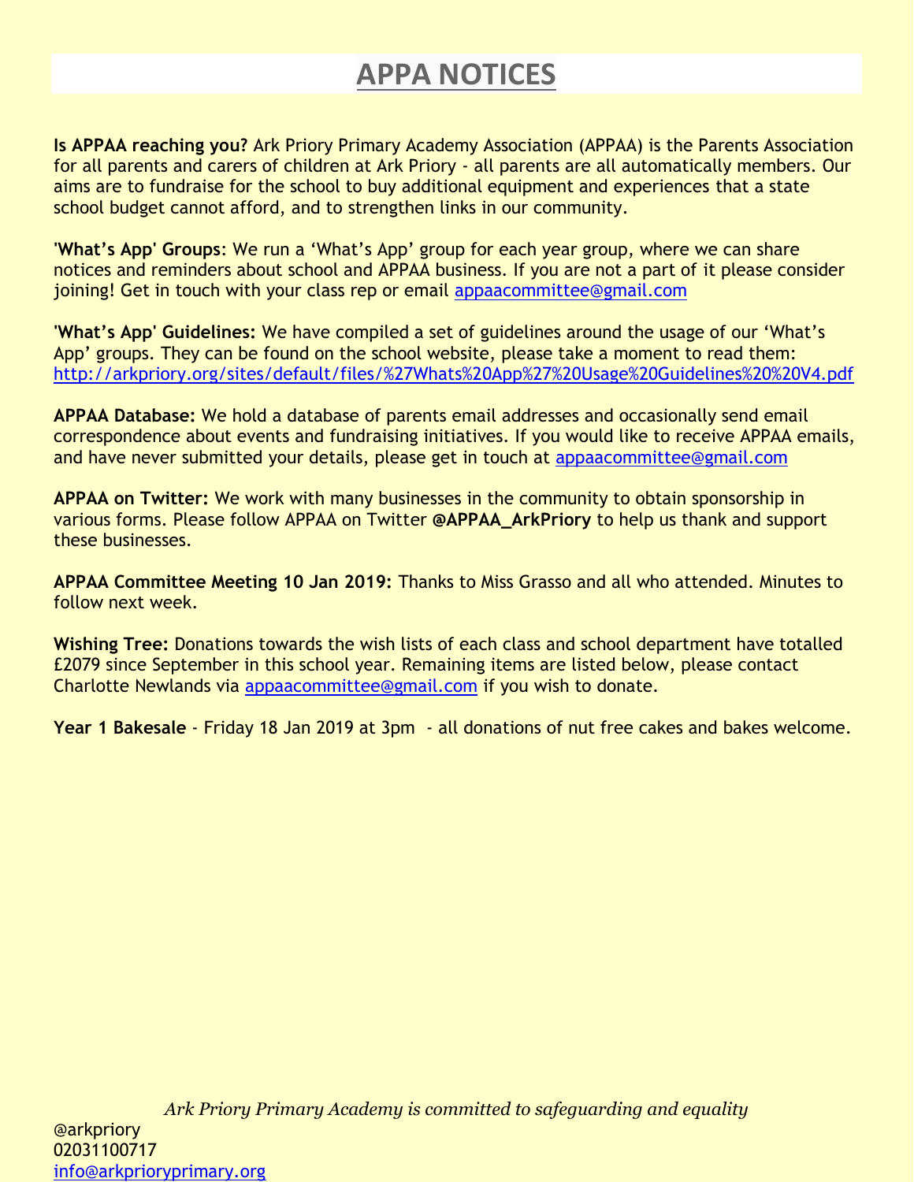# APPA NOTICES

**Is APPAA reaching you?** Ark Priory Primary Academy Association (APPAA) is the Parents Association for all parents and carers of children at Ark Priory - all parents are all automatically members. Our aims are to fundraise for the school to buy additional equipment and experiences that a state school budget cannot afford, and to strengthen links in our community.

**'What's App' Groups**: We run a 'What's App' group for each year group, where we can share notices and reminders about school and APPAA business. If you are not a part of it please consider joining! Get in touch with your class rep or email appaacommittee@gmail.com

**'What's App' Guidelines:** We have compiled a set of guidelines around the usage of our 'What's App' groups. They can be found on the school website, please take a moment to read them: http://arkpriory.org/sites/default/files/%27Whats%20App%27%20Usage%20Guidelines%20%20V4.pdf

**APPAA Database:** We hold a database of parents email addresses and occasionally send email correspondence about events and fundraising initiatives. If you would like to receive APPAA emails, and have never submitted your details, please get in touch at appaacommittee@gmail.com

**APPAA on Twitter:** We work with many businesses in the community to obtain sponsorship in various forms. Please follow APPAA on Twitter **@APPAA_ArkPriory** to help us thank and support these businesses.

**APPAA Committee Meeting 10 Jan 2019:** Thanks to Miss Grasso and all who attended. Minutes to follow next week.

**Wishing Tree:** Donations towards the wish lists of each class and school department have totalled £2079 since September in this school year. Remaining items are listed below, please contact Charlotte Newlands via appaacommittee@gmail.com if you wish to donate.

**Year 1 Bakesale** - Friday 18 Jan 2019 at 3pm - all donations of nut free cakes and bakes welcome.